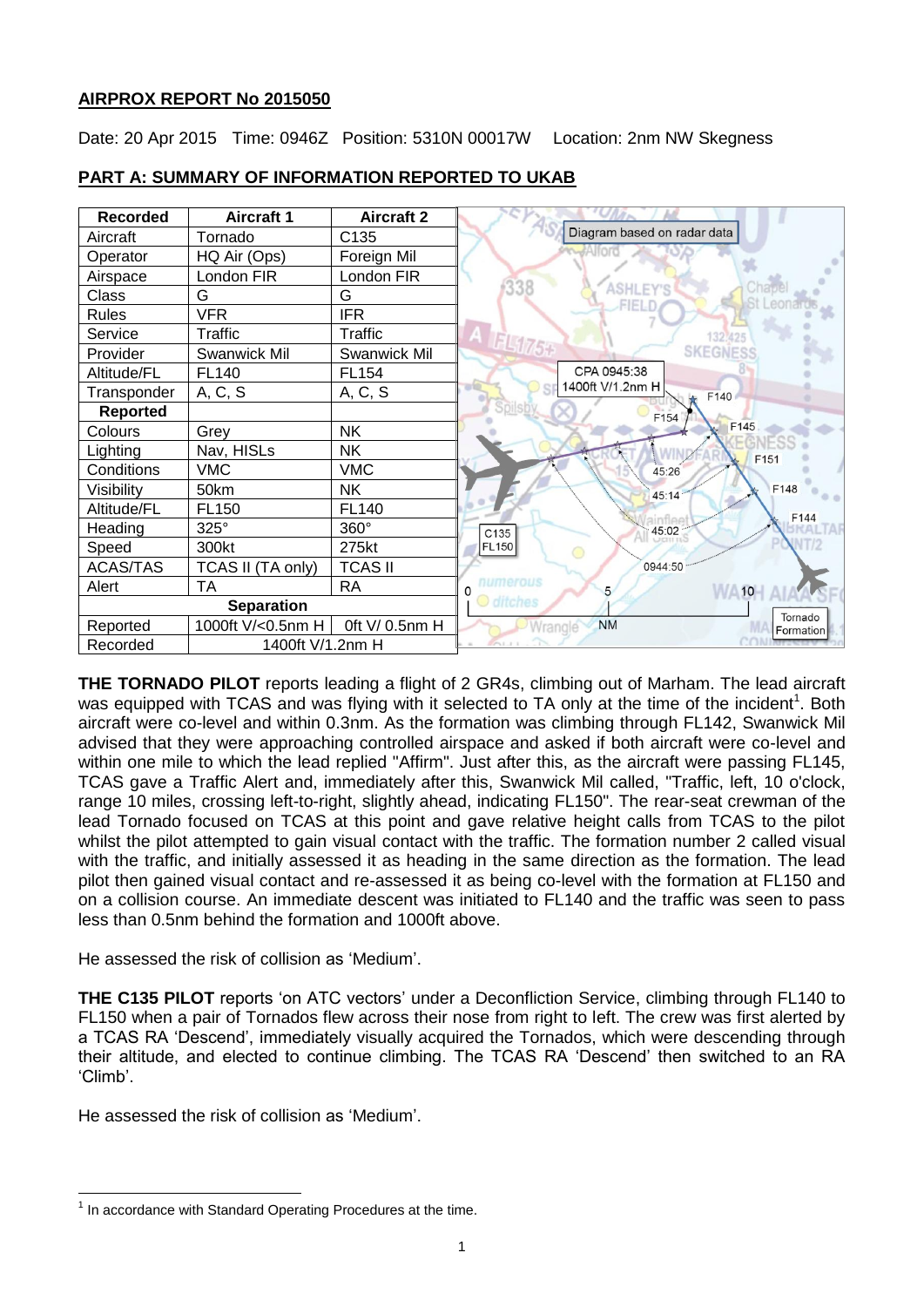**AIRPROX REPORT No 2015050**

Date: 20 Apr 2015 Time: 0946Z Position: 5310N 00017W Location: 2nm NW Skegness

**PART A: SUMMARY OF INFORMATION REPORTED TO UKAB**

| Recorded | Aircraft 1 | Aircraft 2 |
|---|---|---|
| Aircraft | Tornado | C135 |
| Operator | HQ Air (Ops) | Foreign Mil |
| Airspace | London FIR | London FIR |
| Class | G | G |
| Rules | VFR | IFR |
| Service | Traffic | Traffic |
| Provider | Swanwick Mil | Swanwick Mil |
| Altitude/FL | FL140 | FL154 |
| Transponder | A, C, S | A, C, S |
| **Reported** | | |
| Colours | Grey | NK |
| Lighting | Nav, HISLs | NK |
| Conditions | VMC | VMC |
| Visibility | 50km | NK |
| Altitude/FL | FL150 | FL140 |
| Heading | 325° | 360° |
| Speed | 300kt | 275kt |
| ACAS/TAS | TCAS II (TA only) | TCAS II |
| Alert | TA | RA |
| **Separation** | | |
| Reported | 1000ft V/<0.5nm H | 0ft V/ 0.5nm H |
| Recorded | 1400ft V/1.2nm H | |

**THE TORNADO PILOT** reports leading a flight of 2 GR4s, climbing out of Marham. The lead aircraft was equipped with TCAS and was flying with it selected to TA only at the time of the incident[1]. Both aircraft were co-level and within 0.3nm. As the formation was climbing through FL142, Swanwick Mil advised that they were approaching controlled airspace and asked if both aircraft were co-level and within one mile to which the lead replied "Affirm". Just after this, as the aircraft were passing FL145, TCAS gave a Traffic Alert and, immediately after this, Swanwick Mil called, "Traffic, left, 10 o'clock, range 10 miles, crossing left-to-right, slightly ahead, indicating FL150". The rear-seat crewman of the lead Tornado focused on TCAS at this point and gave relative height calls from TCAS to the pilot whilst the pilot attempted to gain visual contact with the traffic. The formation number 2 called visual with the traffic, and initially assessed it as heading in the same direction as the formation. The lead pilot then gained visual contact and re-assessed it as being co-level with the formation at FL150 and on a collision course. An immediate descent was initiated to FL140 and the traffic was seen to pass less than 0.5nm behind the formation and 1000ft above.

He assessed the risk of collision as 'Medium'.

**THE C135 PILOT** reports 'on ATC vectors' under a Deconfliction Service, climbing through FL140 to FL150 when a pair of Tornados flew across their nose from right to left. The crew was first alerted by a TCAS RA 'Descend', immediately visually acquired the Tornados, which were descending through their altitude, and elected to continue climbing. The TCAS RA 'Descend' then switched to an RA 'Climb'.

He assessed the risk of collision as 'Medium'.

[1] In accordance with Standard Operating Procedures at the time.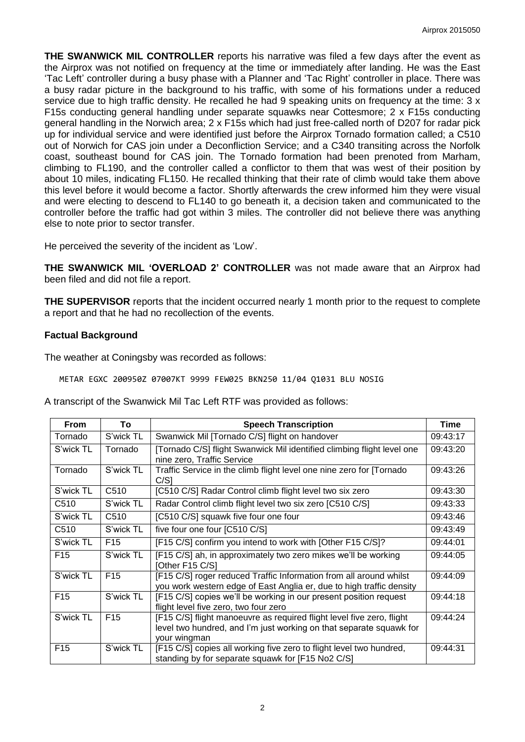**THE SWANWICK MIL CONTROLLER** reports his narrative was filed a few days after the event as the Airprox was not notified on frequency at the time or immediately after landing. He was the East 'Tac Left' controller during a busy phase with a Planner and 'Tac Right' controller in place. There was a busy radar picture in the background to his traffic, with some of his formations under a reduced service due to high traffic density. He recalled he had 9 speaking units on frequency at the time: 3 x F15s conducting general handling under separate squawks near Cottesmore; 2 x F15s conducting general handling in the Norwich area; 2 x F15s which had just free-called north of D207 for radar pick up for individual service and were identified just before the Airprox Tornado formation called; a C510 out of Norwich for CAS join under a Deconfliction Service; and a C340 transiting across the Norfolk coast, southeast bound for CAS join. The Tornado formation had been prenoted from Marham, climbing to FL190, and the controller called a conflictor to them that was west of their position by about 10 miles, indicating FL150. He recalled thinking that their rate of climb would take them above this level before it would become a factor. Shortly afterwards the crew informed him they were visual and were electing to descend to FL140 to go beneath it, a decision taken and communicated to the controller before the traffic had got within 3 miles. The controller did not believe there was anything else to note prior to sector transfer.

He perceived the severity of the incident as 'Low'.

**THE SWANWICK MIL 'OVERLOAD 2' CONTROLLER** was not made aware that an Airprox had been filed and did not file a report.

**THE SUPERVISOR** reports that the incident occurred nearly 1 month prior to the request to complete a report and that he had no recollection of the events.

## Factual Background

The weather at Coningsby was recorded as follows:

```
METAR EGXC 200950Z 07007KT 9999 FEW025 BKN250 11/04 Q1031 BLU NOSIG
```

A transcript of the Swanwick Mil Tac Left RTF was provided as follows:

| From | To | Speech Transcription | Time |
|---|---|---|---|
| Tornado | S'wick TL | Swanwick Mil [Tornado C/S] flight on handover | 09:43:17 |
| S'wick TL | Tornado | [Tornado C/S] flight Swanwick Mil identified climbing flight level one nine zero, Traffic Service | 09:43:20 |
| Tornado | S'wick TL | Traffic Service in the climb flight level one nine zero for [Tornado C/S] | 09:43:26 |
| S'wick TL | C510 | [C510 C/S] Radar Control climb flight level two six zero | 09:43:30 |
| C510 | S'wick TL | Radar Control climb flight level two six zero [C510 C/S] | 09:43:33 |
| S'wick TL | C510 | [C510 C/S] squawk five four one four | 09:43:46 |
| C510 | S'wick TL | five four one four [C510 C/S] | 09:43:49 |
| S'wick TL | F15 | [F15 C/S] confirm you intend to work with [Other F15 C/S]? | 09:44:01 |
| F15 | S'wick TL | [F15 C/S] ah, in approximately two zero mikes we'll be working [Other F15 C/S] | 09:44:05 |
| S'wick TL | F15 | [F15 C/S] roger reduced Traffic Information from all around whilst you work western edge of East Anglia er, due to high traffic density | 09:44:09 |
| F15 | S'wick TL | [F15 C/S] copies we'll be working in our present position request flight level five zero, two four zero | 09:44:18 |
| S'wick TL | F15 | [F15 C/S] flight manoeuvre as required flight level five zero, flight level two hundred, and I'm just working on that separate squawk for your wingman | 09:44:24 |
| F15 | S'wick TL | [F15 C/S] copies all working five zero to flight level two hundred, standing by for separate squawk for [F15 No2 C/S] | 09:44:31 |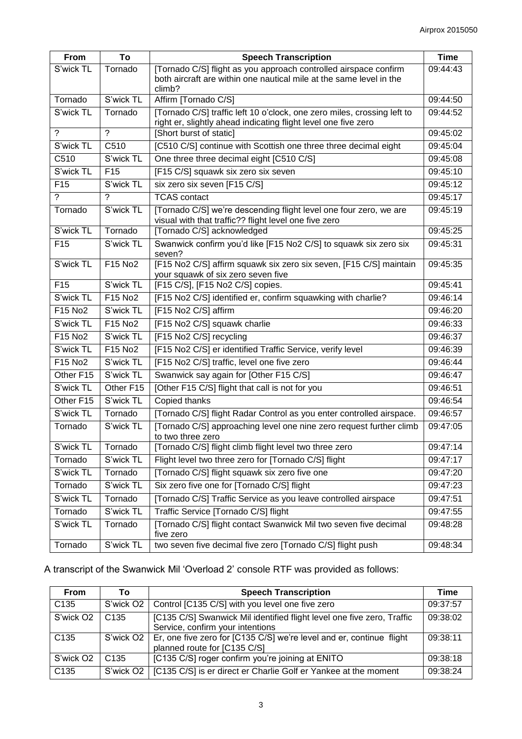| From | To | Speech Transcription | Time |
|---|---|---|---|
| S'wick TL | Tornado | [Tornado C/S] flight as you approach controlled airspace confirm both aircraft are within one nautical mile at the same level in the climb? | 09:44:43 |
| Tornado | S'wick TL | Affirm [Tornado C/S] | 09:44:50 |
| S'wick TL | Tornado | [Tornado C/S] traffic left 10 o'clock, one zero miles, crossing left to right er, slightly ahead indicating flight level one five zero | 09:44:52 |
| ? | ? | [Short burst of static] | 09:45:02 |
| S'wick TL | C510 | [C510 C/S] continue with Scottish one three three decimal eight | 09:45:04 |
| C510 | S'wick TL | One three three decimal eight [C510 C/S] | 09:45:08 |
| S'wick TL | F15 | [F15 C/S] squawk six zero six seven | 09:45:10 |
| F15 | S'wick TL | six zero six seven [F15 C/S] | 09:45:12 |
| ? | ? | TCAS contact | 09:45:17 |
| Tornado | S'wick TL | [Tornado C/S] we're descending flight level one four zero, we are visual with that traffic?? flight level one five zero | 09:45:19 |
| S'wick TL | Tornado | [Tornado C/S] acknowledged | 09:45:25 |
| F15 | S'wick TL | Swanwick confirm you'd like [F15 No2 C/S] to squawk six zero six seven? | 09:45:31 |
| S'wick TL | F15 No2 | [F15 No2 C/S] affirm squawk six zero six seven, [F15 C/S] maintain your squawk of six zero seven five | 09:45:35 |
| F15 | S'wick TL | [F15 C/S], [F15 No2 C/S] copies. | 09:45:41 |
| S'wick TL | F15 No2 | [F15 No2 C/S] identified er, confirm squawking with charlie? | 09:46:14 |
| F15 No2 | S'wick TL | [F15 No2 C/S] affirm | 09:46:20 |
| S'wick TL | F15 No2 | [F15 No2 C/S] squawk charlie | 09:46:33 |
| F15 No2 | S'wick TL | [F15 No2 C/S] recycling | 09:46:37 |
| S'wick TL | F15 No2 | [F15 No2 C/S] er identified Traffic Service, verify level | 09:46:39 |
| F15 No2 | S'wick TL | [F15 No2 C/S] traffic, level one five zero | 09:46:44 |
| Other F15 | S'wick TL | Swanwick say again for [Other F15 C/S] | 09:46:47 |
| S'wick TL | Other F15 | [Other F15 C/S] flight that call is not for you | 09:46:51 |
| Other F15 | S'wick TL | Copied thanks | 09:46:54 |
| S'wick TL | Tornado | [Tornado C/S] flight Radar Control as you enter controlled airspace. | 09:46:57 |
| Tornado | S'wick TL | [Tornado C/S] approaching level one nine zero request further climb to two three zero | 09:47:05 |
| S'wick TL | Tornado | [Tornado C/S] flight climb flight level two three zero | 09:47:14 |
| Tornado | S'wick TL | Flight level two three zero for [Tornado C/S] flight | 09:47:17 |
| S'wick TL | Tornado | [Tornado C/S] flight squawk six zero five one | 09:47:20 |
| Tornado | S'wick TL | Six zero five one for [Tornado C/S] flight | 09:47:23 |
| S'wick TL | Tornado | [Tornado C/S] Traffic Service as you leave controlled airspace | 09:47:51 |
| Tornado | S'wick TL | Traffic Service [Tornado C/S] flight | 09:47:55 |
| S'wick TL | Tornado | [Tornado C/S] flight contact Swanwick Mil two seven five decimal five zero | 09:48:28 |
| Tornado | S'wick TL | two seven five decimal five zero [Tornado C/S] flight push | 09:48:34 |

A transcript of the Swanwick Mil 'Overload 2' console RTF was provided as follows:

| From | To | Speech Transcription | Time |
|---|---|---|---|
| C135 | S'wick O2 | Control [C135 C/S] with you level one five zero | 09:37:57 |
| S'wick O2 | C135 | [C135 C/S] Swanwick Mil identified flight level one five zero, Traffic Service, confirm your intentions | 09:38:02 |
| C135 | S'wick O2 | Er, one five zero for [C135 C/S] we're level and er, continue flight planned route for [C135 C/S] | 09:38:11 |
| S'wick O2 | C135 | [C135 C/S] roger confirm you're joining at ENITO | 09:38:18 |
| C135 | S'wick O2 | [C135 C/S] is er direct er Charlie Golf er Yankee at the moment | 09:38:24 |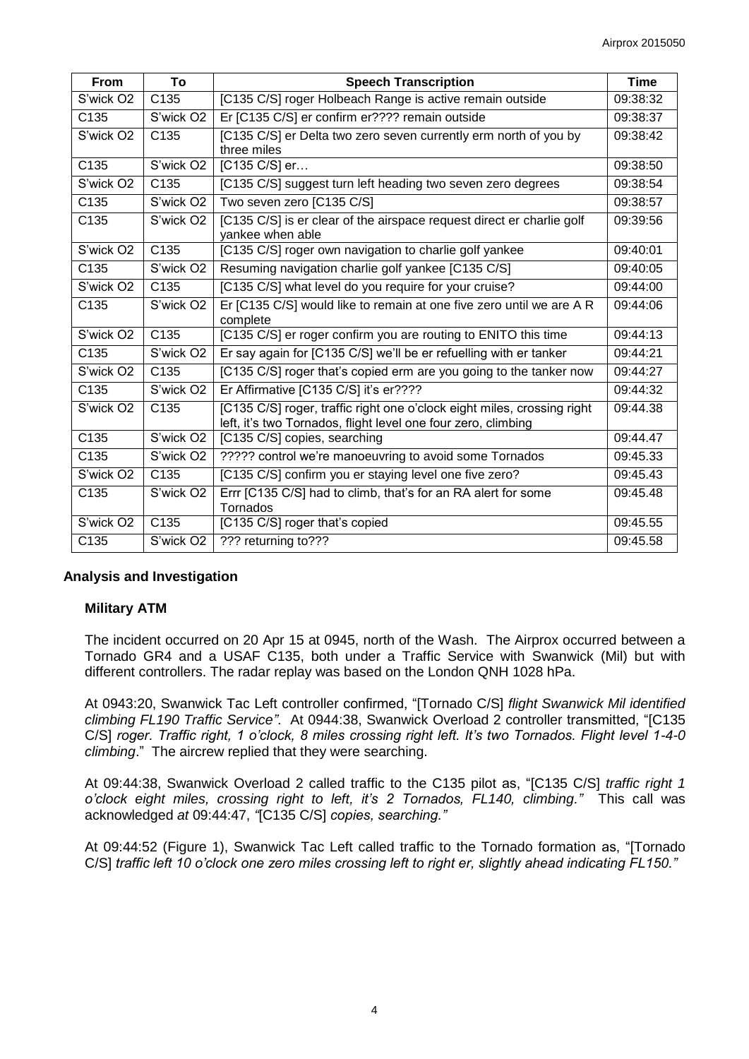| From | To | Speech Transcription | Time |
|---|---|---|---|
| S'wick O2 | C135 | [C135 C/S] roger Holbeach Range is active remain outside | 09:38:32 |
| C135 | S'wick O2 | Er [C135 C/S] er confirm er???? remain outside | 09:38:37 |
| S'wick O2 | C135 | [C135 C/S] er Delta two zero seven currently erm north of you by three miles | 09:38:42 |
| C135 | S'wick O2 | [C135 C/S] er… | 09:38:50 |
| S'wick O2 | C135 | [C135 C/S] suggest turn left heading two seven zero degrees | 09:38:54 |
| C135 | S'wick O2 | Two seven zero [C135 C/S] | 09:38:57 |
| C135 | S'wick O2 | [C135 C/S] is er clear of the airspace request direct er charlie golf yankee when able | 09:39:56 |
| S'wick O2 | C135 | [C135 C/S] roger own navigation to charlie golf yankee | 09:40:01 |
| C135 | S'wick O2 | Resuming navigation charlie golf yankee [C135 C/S] | 09:40:05 |
| S'wick O2 | C135 | [C135 C/S] what level do you require for your cruise? | 09:44:00 |
| C135 | S'wick O2 | Er [C135 C/S] would like to remain at one five zero until we are A R complete | 09:44:06 |
| S'wick O2 | C135 | [C135 C/S] er roger confirm you are routing to ENITO this time | 09:44:13 |
| C135 | S'wick O2 | Er say again for [C135 C/S] we'll be er refuelling with er tanker | 09:44:21 |
| S'wick O2 | C135 | [C135 C/S] roger that's copied erm are you going to the tanker now | 09:44:27 |
| C135 | S'wick O2 | Er Affirmative [C135 C/S] it's er???? | 09:44:32 |
| S'wick O2 | C135 | [C135 C/S] roger, traffic right one o'clock eight miles, crossing right left, it's two Tornados, flight level one four zero, climbing | 09:44.38 |
| C135 | S'wick O2 | [C135 C/S] copies, searching | 09:44.47 |
| C135 | S'wick O2 | ????? control we're manoeuvring to avoid some Tornados | 09:45.33 |
| S'wick O2 | C135 | [C135 C/S] confirm you er staying level one five zero? | 09:45.43 |
| C135 | S'wick O2 | Errr [C135 C/S] had to climb, that's for an RA alert for some Tornados | 09:45.48 |
| S'wick O2 | C135 | [C135 C/S] roger that's copied | 09:45.55 |
| C135 | S'wick O2 | ??? returning to??? | 09:45.58 |

## Analysis and Investigation

### Military ATM

The incident occurred on 20 Apr 15 at 0945, north of the Wash. The Airprox occurred between a Tornado GR4 and a USAF C135, both under a Traffic Service with Swanwick (Mil) but with different controllers. The radar replay was based on the London QNH 1028 hPa.

At 0943:20, Swanwick Tac Left controller confirmed, "[Tornado C/S] *flight Swanwick Mil identified climbing FL190 Traffic Service"*. At 0944:38, Swanwick Overload 2 controller transmitted, "[C135 C/S] *roger. Traffic right, 1 o'clock, 8 miles crossing right left. It's two Tornados. Flight level 1-4-0 climbing*." The aircrew replied that they were searching.

At 09:44:38, Swanwick Overload 2 called traffic to the C135 pilot as, "[C135 C/S] *traffic right 1 o'clock eight miles, crossing right to left, it's 2 Tornados, FL140, climbing."* This call was acknowledged *at* 09:44:47, *"*[C135 C/S] *copies, searching."*

At 09:44:52 (Figure 1), Swanwick Tac Left called traffic to the Tornado formation as, "[Tornado C/S] *traffic left 10 o'clock one zero miles crossing left to right er, slightly ahead indicating FL150."*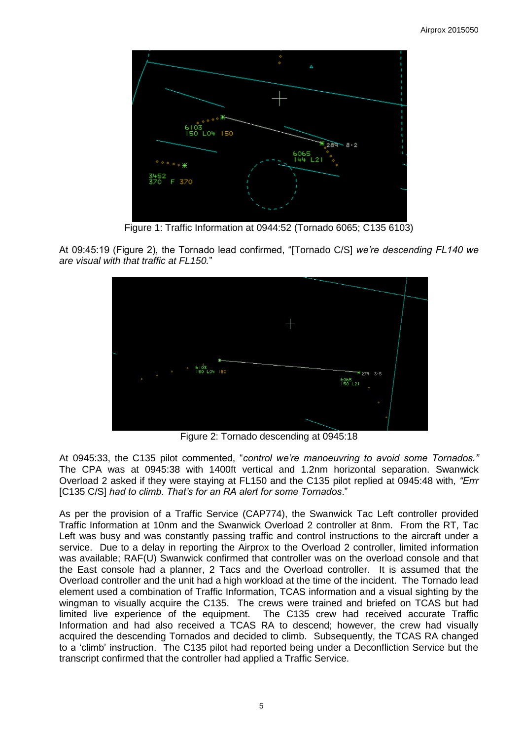Figure 1: Traffic Information at 0944:52 (Tornado 6065; C135 6103)

At 09:45:19 (Figure 2), the Tornado lead confirmed, "[Tornado C/S] *we're descending FL140 we are visual with that traffic at FL150.*"

Figure 2: Tornado descending at 0945:18

At 0945:33, the C135 pilot commented, "*control we're manoeuvring to avoid some Tornados.*" The CPA was at 0945:38 with 1400ft vertical and 1.2nm horizontal separation. Swanwick Overload 2 asked if they were staying at FL150 and the C135 pilot replied at 0945:48 with, *"Errr* [C135 C/S] *had to climb. That's for an RA alert for some Tornados*."

As per the provision of a Traffic Service (CAP774), the Swanwick Tac Left controller provided Traffic Information at 10nm and the Swanwick Overload 2 controller at 8nm. From the RT, Tac Left was busy and was constantly passing traffic and control instructions to the aircraft under a service. Due to a delay in reporting the Airprox to the Overload 2 controller, limited information was available; RAF(U) Swanwick confirmed that controller was on the overload console and that the East console had a planner, 2 Tacs and the Overload controller. It is assumed that the Overload controller and the unit had a high workload at the time of the incident. The Tornado lead element used a combination of Traffic Information, TCAS information and a visual sighting by the wingman to visually acquire the C135. The crews were trained and briefed on TCAS but had limited live experience of the equipment. The C135 crew had received accurate Traffic Information and had also received a TCAS RA to descend; however, the crew had visually acquired the descending Tornados and decided to climb. Subsequently, the TCAS RA changed to a 'climb' instruction. The C135 pilot had reported being under a Deconfliction Service but the transcript confirmed that the controller had applied a Traffic Service.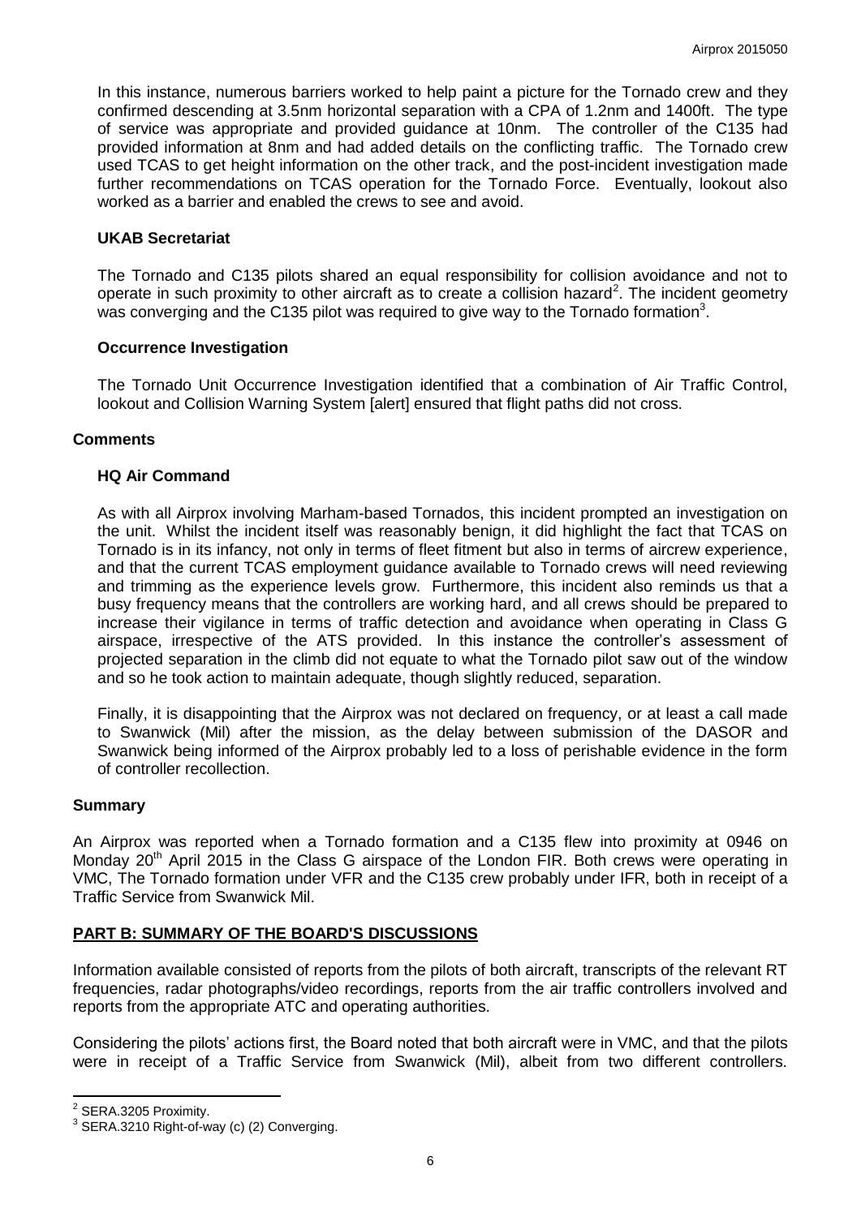In this instance, numerous barriers worked to help paint a picture for the Tornado crew and they confirmed descending at 3.5nm horizontal separation with a CPA of 1.2nm and 1400ft. The type of service was appropriate and provided guidance at 10nm. The controller of the C135 had provided information at 8nm and had added details on the conflicting traffic. The Tornado crew used TCAS to get height information on the other track, and the post-incident investigation made further recommendations on TCAS operation for the Tornado Force. Eventually, lookout also worked as a barrier and enabled the crews to see and avoid.

### UKAB Secretariat

The Tornado and C135 pilots shared an equal responsibility for collision avoidance and not to operate in such proximity to other aircraft as to create a collision hazard[2]. The incident geometry was converging and the C135 pilot was required to give way to the Tornado formation[3].

### Occurrence Investigation

The Tornado Unit Occurrence Investigation identified that a combination of Air Traffic Control, lookout and Collision Warning System [alert] ensured that flight paths did not cross.

## Comments

### HQ Air Command

As with all Airprox involving Marham-based Tornados, this incident prompted an investigation on the unit. Whilst the incident itself was reasonably benign, it did highlight the fact that TCAS on Tornado is in its infancy, not only in terms of fleet fitment but also in terms of aircrew experience, and that the current TCAS employment guidance available to Tornado crews will need reviewing and trimming as the experience levels grow. Furthermore, this incident also reminds us that a busy frequency means that the controllers are working hard, and all crews should be prepared to increase their vigilance in terms of traffic detection and avoidance when operating in Class G airspace, irrespective of the ATS provided. In this instance the controller's assessment of projected separation in the climb did not equate to what the Tornado pilot saw out of the window and so he took action to maintain adequate, though slightly reduced, separation.

Finally, it is disappointing that the Airprox was not declared on frequency, or at least a call made to Swanwick (Mil) after the mission, as the delay between submission of the DASOR and Swanwick being informed of the Airprox probably led to a loss of perishable evidence in the form of controller recollection.

## Summary

An Airprox was reported when a Tornado formation and a C135 flew into proximity at 0946 on Monday 20th April 2015 in the Class G airspace of the London FIR. Both crews were operating in VMC, The Tornado formation under VFR and the C135 crew probably under IFR, both in receipt of a Traffic Service from Swanwick Mil.

## PART B: SUMMARY OF THE BOARD'S DISCUSSIONS

Information available consisted of reports from the pilots of both aircraft, transcripts of the relevant RT frequencies, radar photographs/video recordings, reports from the air traffic controllers involved and reports from the appropriate ATC and operating authorities.

Considering the pilots' actions first, the Board noted that both aircraft were in VMC, and that the pilots were in receipt of a Traffic Service from Swanwick (Mil), albeit from two different controllers.

---

[2] SERA.3205 Proximity.

[3] SERA.3210 Right-of-way (c) (2) Converging.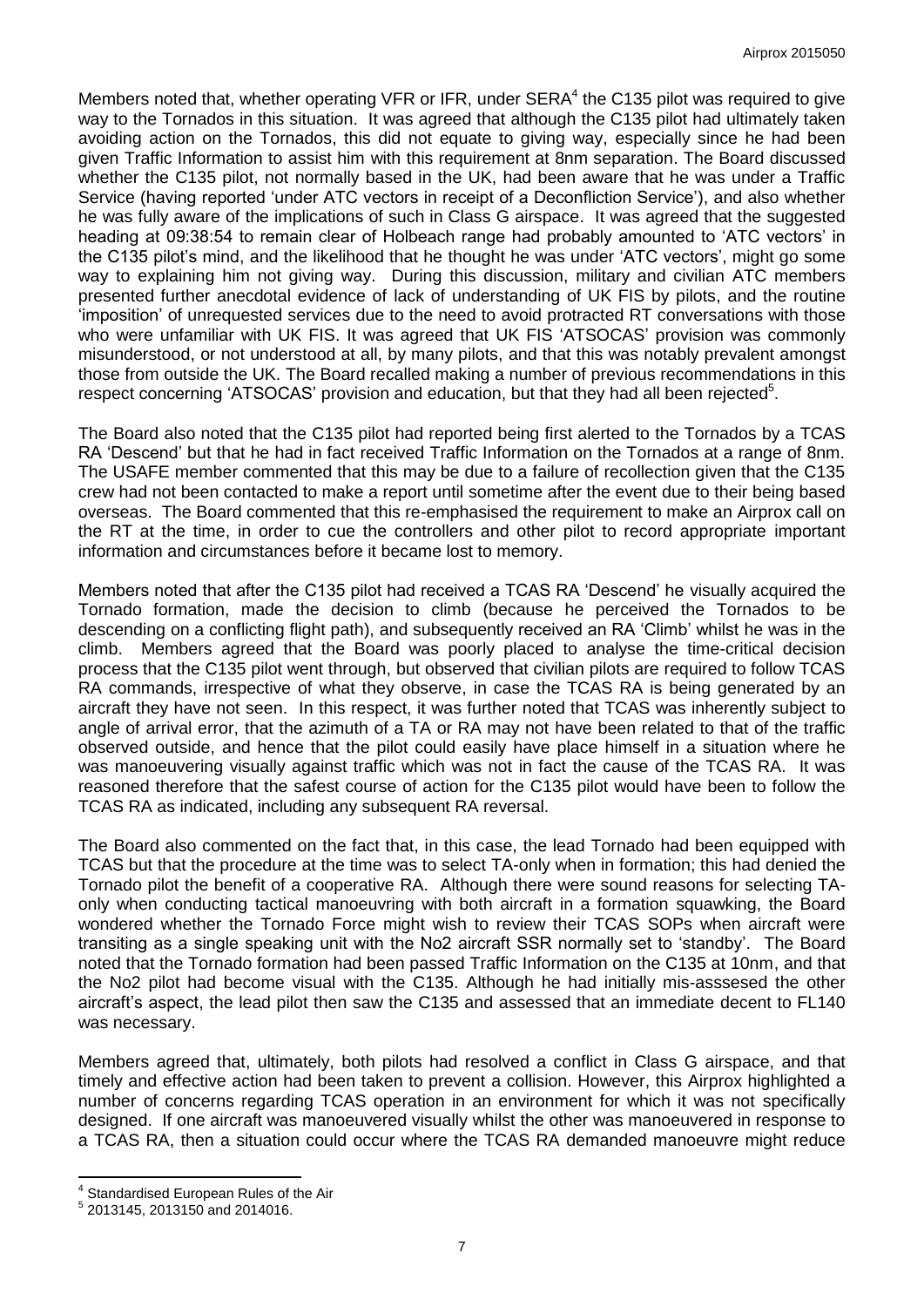Members noted that, whether operating VFR or IFR, under SERA[4] the C135 pilot was required to give way to the Tornados in this situation. It was agreed that although the C135 pilot had ultimately taken avoiding action on the Tornados, this did not equate to giving way, especially since he had been given Traffic Information to assist him with this requirement at 8nm separation. The Board discussed whether the C135 pilot, not normally based in the UK, had been aware that he was under a Traffic Service (having reported 'under ATC vectors in receipt of a Deconfliction Service'), and also whether he was fully aware of the implications of such in Class G airspace. It was agreed that the suggested heading at 09:38:54 to remain clear of Holbeach range had probably amounted to 'ATC vectors' in the C135 pilot's mind, and the likelihood that he thought he was under 'ATC vectors', might go some way to explaining him not giving way. During this discussion, military and civilian ATC members presented further anecdotal evidence of lack of understanding of UK FIS by pilots, and the routine 'imposition' of unrequested services due to the need to avoid protracted RT conversations with those who were unfamiliar with UK FIS. It was agreed that UK FIS 'ATSOCAS' provision was commonly misunderstood, or not understood at all, by many pilots, and that this was notably prevalent amongst those from outside the UK. The Board recalled making a number of previous recommendations in this respect concerning 'ATSOCAS' provision and education, but that they had all been rejected[5].

The Board also noted that the C135 pilot had reported being first alerted to the Tornados by a TCAS RA 'Descend' but that he had in fact received Traffic Information on the Tornados at a range of 8nm. The USAFE member commented that this may be due to a failure of recollection given that the C135 crew had not been contacted to make a report until sometime after the event due to their being based overseas. The Board commented that this re-emphasised the requirement to make an Airprox call on the RT at the time, in order to cue the controllers and other pilot to record appropriate important information and circumstances before it became lost to memory.

Members noted that after the C135 pilot had received a TCAS RA 'Descend' he visually acquired the Tornado formation, made the decision to climb (because he perceived the Tornados to be descending on a conflicting flight path), and subsequently received an RA 'Climb' whilst he was in the climb. Members agreed that the Board was poorly placed to analyse the time-critical decision process that the C135 pilot went through, but observed that civilian pilots are required to follow TCAS RA commands, irrespective of what they observe, in case the TCAS RA is being generated by an aircraft they have not seen. In this respect, it was further noted that TCAS was inherently subject to angle of arrival error, that the azimuth of a TA or RA may not have been related to that of the traffic observed outside, and hence that the pilot could easily have place himself in a situation where he was manoeuvering visually against traffic which was not in fact the cause of the TCAS RA. It was reasoned therefore that the safest course of action for the C135 pilot would have been to follow the TCAS RA as indicated, including any subsequent RA reversal.

The Board also commented on the fact that, in this case, the lead Tornado had been equipped with TCAS but that the procedure at the time was to select TA-only when in formation; this had denied the Tornado pilot the benefit of a cooperative RA. Although there were sound reasons for selecting TA-only when conducting tactical manoeuvring with both aircraft in a formation squawking, the Board wondered whether the Tornado Force might wish to review their TCAS SOPs when aircraft were transiting as a single speaking unit with the No2 aircraft SSR normally set to 'standby'. The Board noted that the Tornado formation had been passed Traffic Information on the C135 at 10nm, and that the No2 pilot had become visual with the C135. Although he had initially mis-asssessed the other aircraft's aspect, the lead pilot then saw the C135 and assessed that an immediate decent to FL140 was necessary.

Members agreed that, ultimately, both pilots had resolved a conflict in Class G airspace, and that timely and effective action had been taken to prevent a collision. However, this Airprox highlighted a number of concerns regarding TCAS operation in an environment for which it was not specifically designed. If one aircraft was manoeuvered visually whilst the other was manoeuvered in response to a TCAS RA, then a situation could occur where the TCAS RA demanded manoeuvre might reduce

---

[4] Standardised European Rules of the Air

[5] 2013145, 2013150 and 2014016.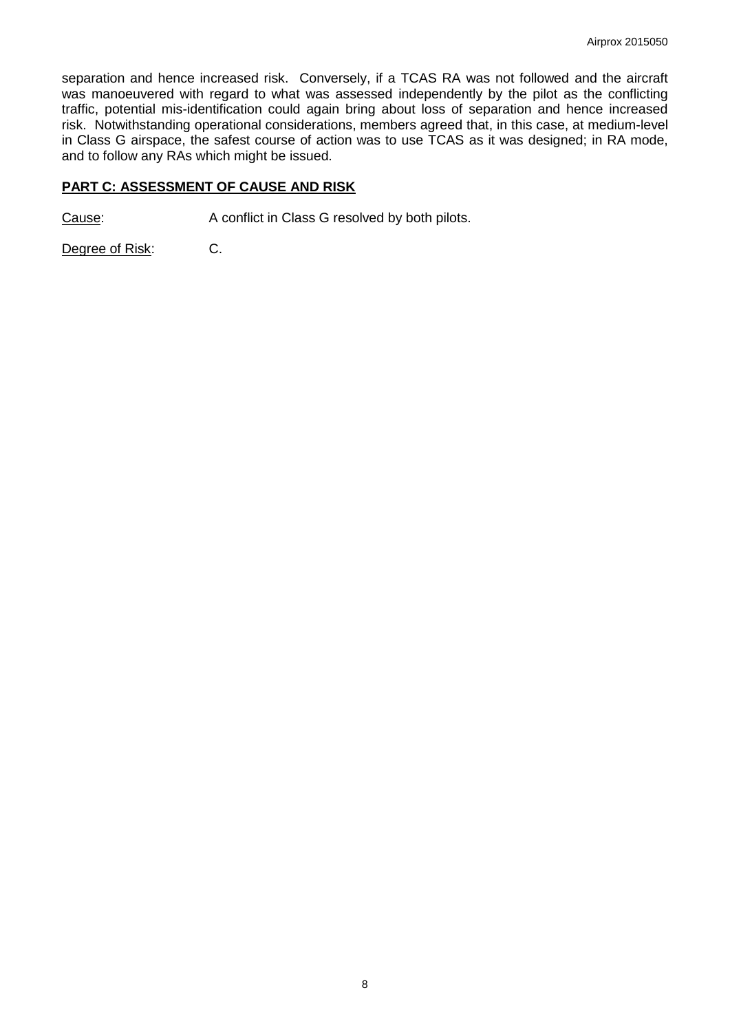separation and hence increased risk. Conversely, if a TCAS RA was not followed and the aircraft was manoeuvered with regard to what was assessed independently by the pilot as the conflicting traffic, potential mis-identification could again bring about loss of separation and hence increased risk. Notwithstanding operational considerations, members agreed that, in this case, at medium-level in Class G airspace, the safest course of action was to use TCAS as it was designed; in RA mode, and to follow any RAs which might be issued.

## PART C: ASSESSMENT OF CAUSE AND RISK

Cause: A conflict in Class G resolved by both pilots.

Degree of Risk: C.